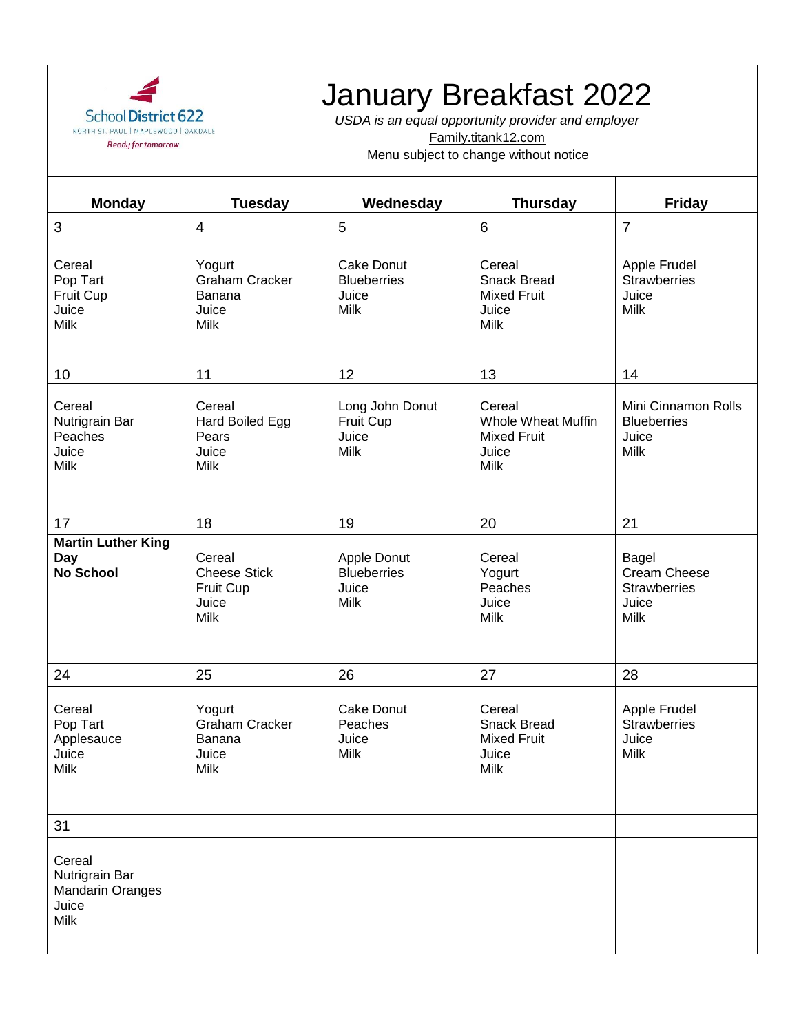School District 622
NORTH ST. PAUL | MAPLEWOOD | OAKDALE
*Ready for tomorrow*

# January Breakfast 2022

*USDA is an equal opportunity provider and employer*

Family.titank12.com

Menu subject to change without notice

| Monday | Tuesday | Wednesday | Thursday | Friday |
|---|---|---|---|---|
| 3 | 4 | 5 | 6 | 7 |
| Cereal<br>Pop Tart<br>Fruit Cup<br>Juice<br>Milk | Yogurt<br>Graham Cracker<br>Banana<br>Juice<br>Milk | Cake Donut<br>Blueberries<br>Juice<br>Milk | Cereal<br>Snack Bread<br>Mixed Fruit<br>Juice<br>Milk | Apple Frudel<br>Strawberries<br>Juice<br>Milk |
| 10 | 11 | 12 | 13 | 14 |
| Cereal<br>Nutrigrain Bar<br>Peaches<br>Juice<br>Milk | Cereal<br>Hard Boiled Egg<br>Pears<br>Juice<br>Milk | Long John Donut<br>Fruit Cup<br>Juice<br>Milk | Cereal<br>Whole Wheat Muffin<br>Mixed Fruit<br>Juice<br>Milk | Mini Cinnamon Rolls<br>Blueberries<br>Juice<br>Milk |
| 17 | 18 | 19 | 20 | 21 |
| **Martin Luther King Day**<br>**No School** | Cereal<br>Cheese Stick<br>Fruit Cup<br>Juice<br>Milk | Apple Donut<br>Blueberries<br>Juice<br>Milk | Cereal<br>Yogurt<br>Peaches<br>Juice<br>Milk | Bagel<br>Cream Cheese<br>Strawberries<br>Juice<br>Milk |
| 24 | 25 | 26 | 27 | 28 |
| Cereal<br>Pop Tart<br>Applesauce<br>Juice<br>Milk | Yogurt<br>Graham Cracker<br>Banana<br>Juice<br>Milk | Cake Donut<br>Peaches<br>Juice<br>Milk | Cereal<br>Snack Bread<br>Mixed Fruit<br>Juice<br>Milk | Apple Frudel<br>Strawberries<br>Juice<br>Milk |
| 31 | | | | |
| Cereal<br>Nutrigrain Bar<br>Mandarin Oranges<br>Juice<br>Milk | | | | |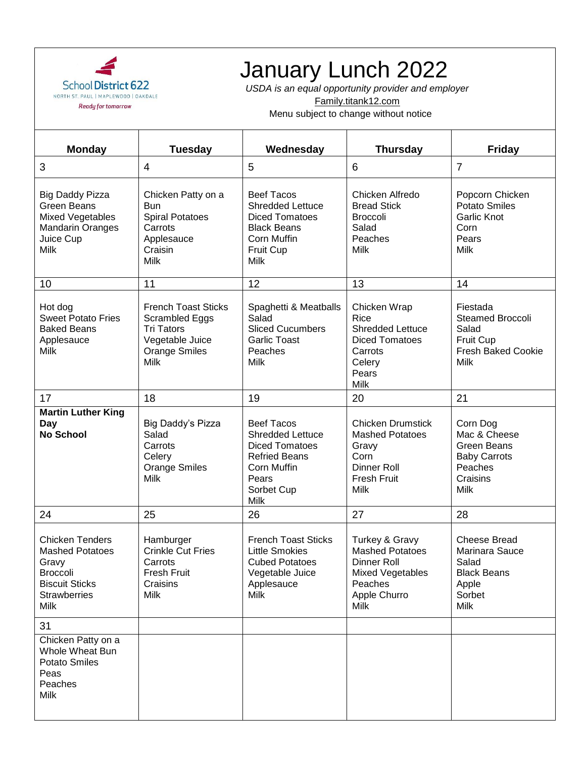School District 622
NORTH ST. PAUL | MAPLEWOOD | OAKDALE
*Ready for tomorrow*

# January Lunch 2022

*USDA is an equal opportunity provider and employer*

Family.titank12.com

Menu subject to change without notice

| Monday | Tuesday | Wednesday | Thursday | Friday |
|---|---|---|---|---|
| 3 | 4 | 5 | 6 | 7 |
| Big Daddy Pizza<br>Green Beans<br>Mixed Vegetables<br>Mandarin Oranges<br>Juice Cup<br>Milk | Chicken Patty on a Bun<br>Spiral Potatoes<br>Carrots<br>Applesauce<br>Craisin<br>Milk | Beef Tacos<br>Shredded Lettuce<br>Diced Tomatoes<br>Black Beans<br>Corn Muffin<br>Fruit Cup<br>Milk | Chicken Alfredo<br>Bread Stick<br>Broccoli<br>Salad<br>Peaches<br>Milk | Popcorn Chicken<br>Potato Smiles<br>Garlic Knot<br>Corn<br>Pears<br>Milk |
| 10 | 11 | 12 | 13 | 14 |
| Hot dog<br>Sweet Potato Fries<br>Baked Beans<br>Applesauce<br>Milk | French Toast Sticks<br>Scrambled Eggs<br>Tri Tators<br>Vegetable Juice<br>Orange Smiles<br>Milk | Spaghetti & Meatballs<br>Salad<br>Sliced Cucumbers<br>Garlic Toast<br>Peaches<br>Milk | Chicken Wrap<br>Rice<br>Shredded Lettuce<br>Diced Tomatoes<br>Carrots<br>Celery<br>Pears<br>Milk | Fiestada<br>Steamed Broccoli<br>Salad<br>Fruit Cup<br>Fresh Baked Cookie<br>Milk |
| 17 | 18 | 19 | 20 | 21 |
| **Martin Luther King Day**<br>**No School** | Big Daddy's Pizza<br>Salad<br>Carrots<br>Celery<br>Orange Smiles<br>Milk | Beef Tacos<br>Shredded Lettuce<br>Diced Tomatoes<br>Refried Beans<br>Corn Muffin<br>Pears<br>Sorbet Cup<br>Milk | Chicken Drumstick<br>Mashed Potatoes<br>Gravy<br>Corn<br>Dinner Roll<br>Fresh Fruit<br>Milk | Corn Dog<br>Mac & Cheese<br>Green Beans<br>Baby Carrots<br>Peaches<br>Craisins<br>Milk |
| 24 | 25 | 26 | 27 | 28 |
| Chicken Tenders<br>Mashed Potatoes<br>Gravy<br>Broccoli<br>Biscuit Sticks<br>Strawberries<br>Milk | Hamburger<br>Crinkle Cut Fries<br>Carrots<br>Fresh Fruit<br>Craisins<br>Milk | French Toast Sticks<br>Little Smokies<br>Cubed Potatoes<br>Vegetable Juice<br>Applesauce<br>Milk | Turkey & Gravy<br>Mashed Potatoes<br>Dinner Roll<br>Mixed Vegetables<br>Peaches<br>Apple Churro<br>Milk | Cheese Bread<br>Marinara Sauce<br>Salad<br>Black Beans<br>Apple<br>Sorbet<br>Milk |
| 31 | | | | |
| Chicken Patty on a Whole Wheat Bun<br>Potato Smiles<br>Peas<br>Peaches<br>Milk | | | | |